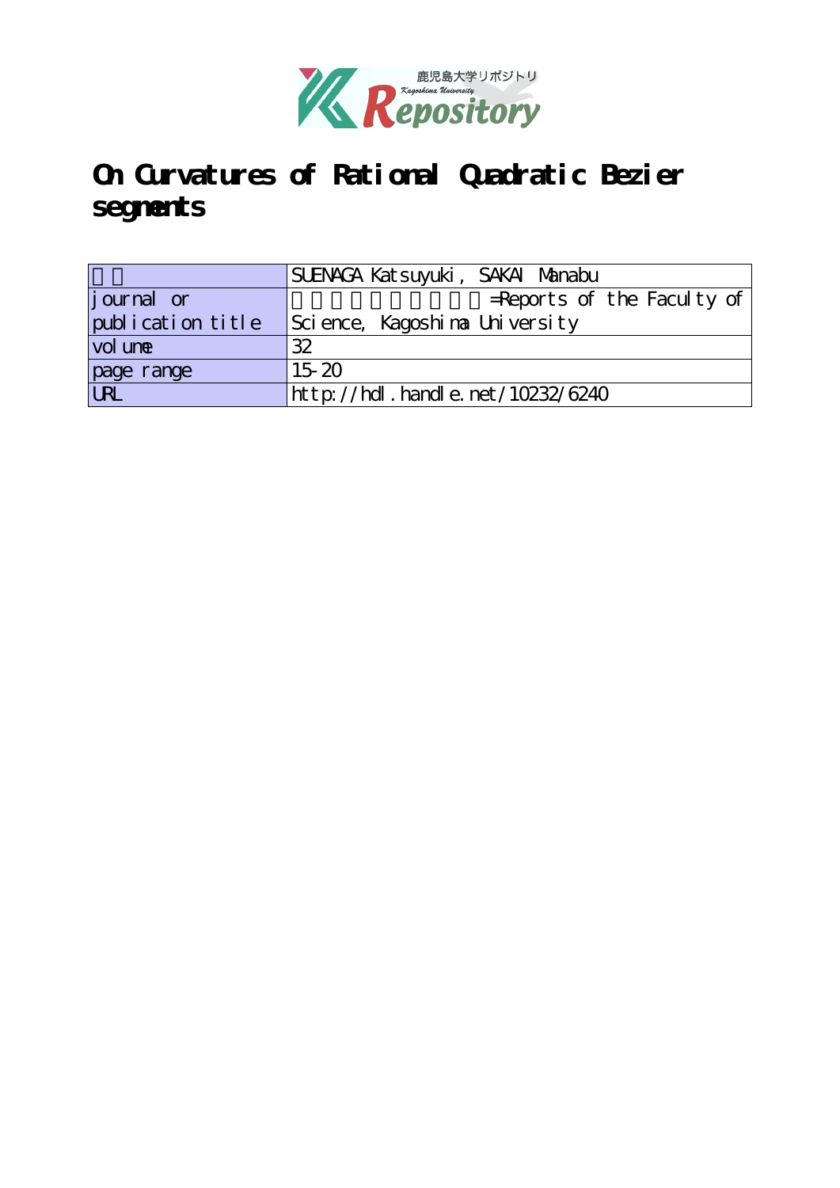# On Curvatures of Rational Quadratic Bezier segments

| | |
|---|---|
| 著者 | SUENAGA Katsuyuki, SAKAI Manabu |
| journal or publication title | 鹿児島大学理学部紀要=Reports of the Faculty of Science, Kagoshima University |
| volume | 32 |
| page range | 15-20 |
| URL | http://hdl.handle.net/10232/6240 |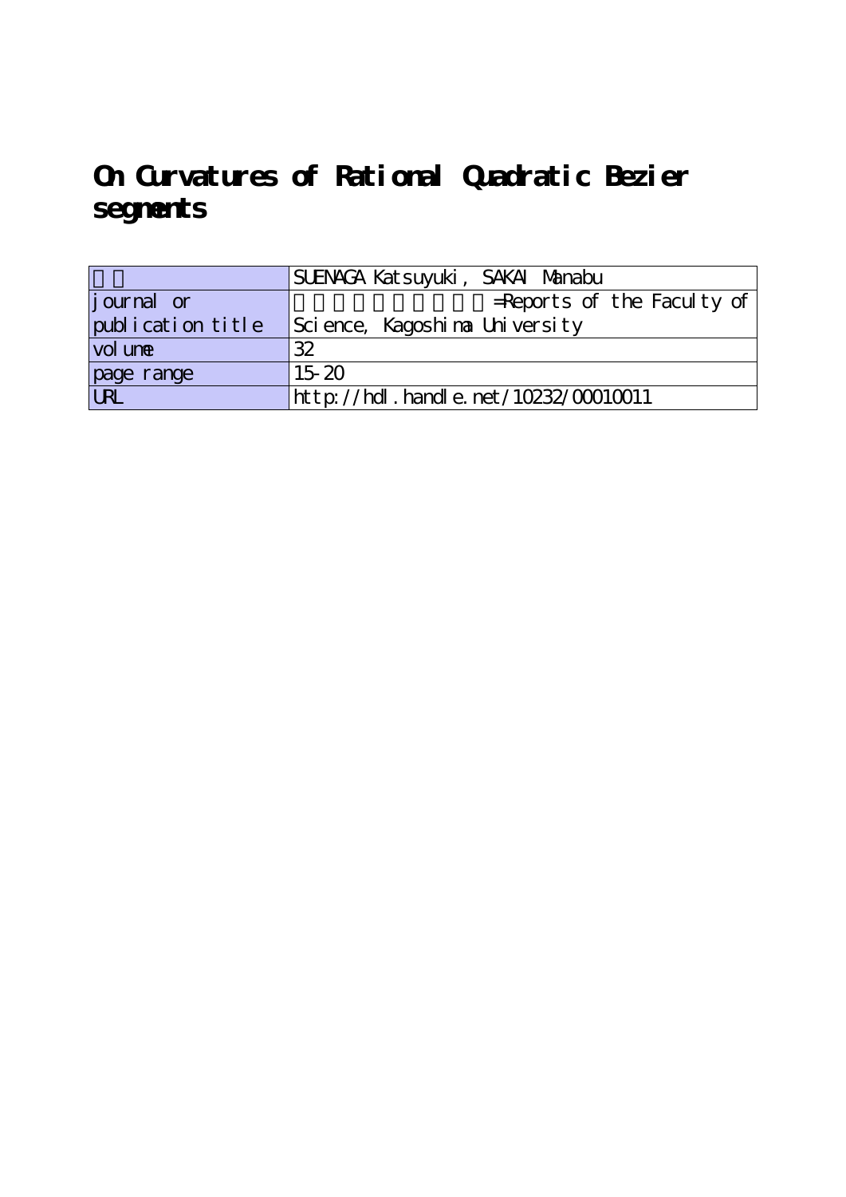# On Curvatures of Rational Quadratic Bezier segments

| | |
|---|---|
| | SUENAGA Katsuyuki, SAKAI Manabu |
| journal or publication title | =Reports of the Faculty of Science, Kagoshima University |
| volume | 32 |
| page range | 15-20 |
| URL | http://hdl.handle.net/10232/00010011 |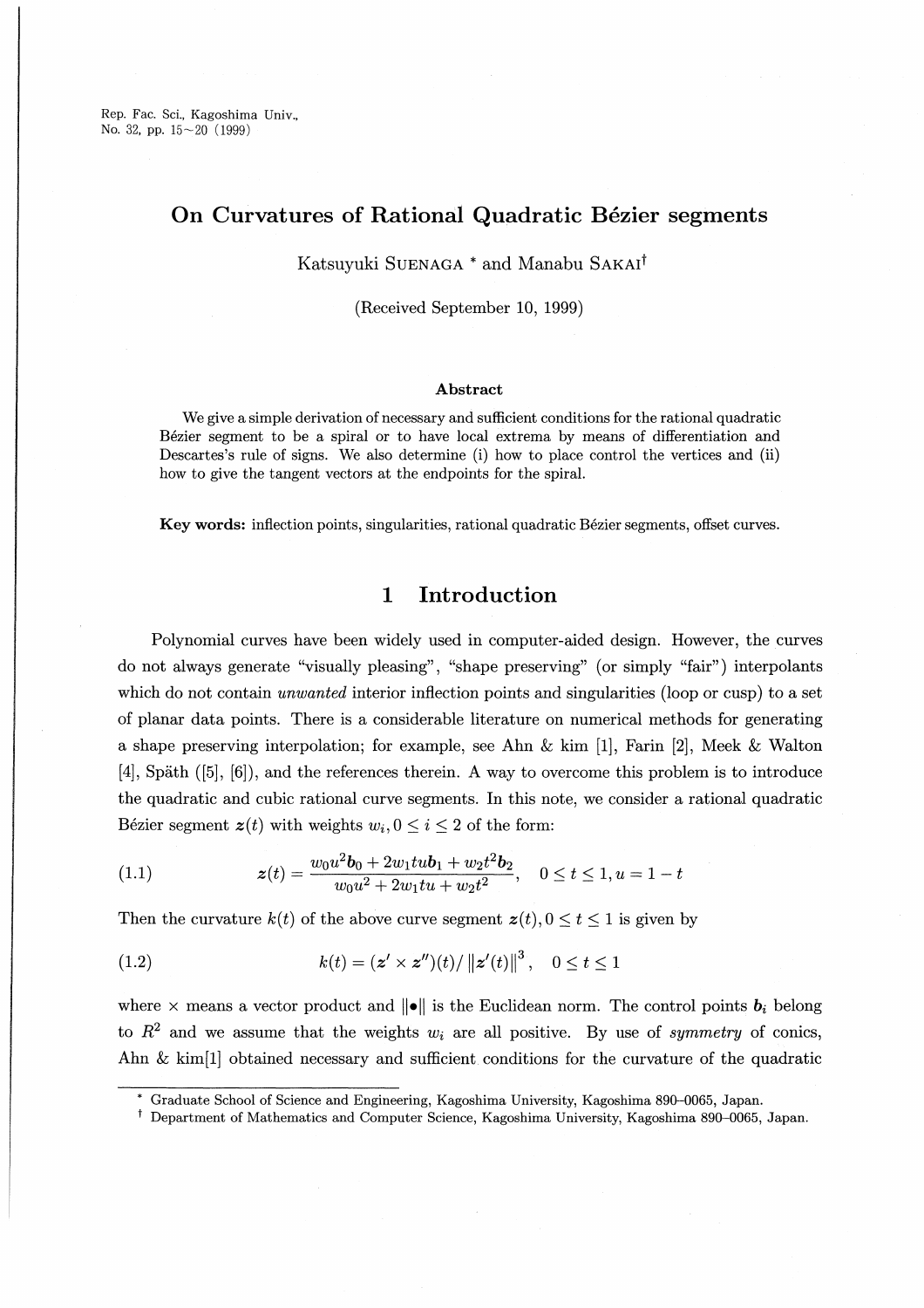Rep. Fac. Sci., Kagoshima Univ.,
No. 32, pp. 15~20 (1999)

# On Curvatures of Rational Quadratic Bézier segments

Katsuyuki SUENAGA * and Manabu SAKAI†

(Received September 10, 1999)

### Abstract

We give a simple derivation of necessary and sufficient conditions for the rational quadratic Bézier segment to be a spiral or to have local extrema by means of differentiation and Descartes's rule of signs. We also determine (i) how to place control the vertices and (ii) how to give the tangent vectors at the endpoints for the spiral.

**Key words:** inflection points, singularities, rational quadratic Bézier segments, offset curves.

## 1 Introduction

Polynomial curves have been widely used in computer-aided design. However, the curves do not always generate "visually pleasing", "shape preserving" (or simply "fair") interpolants which do not contain *unwanted* interior inflection points and singularities (loop or cusp) to a set of planar data points. There is a considerable literature on numerical methods for generating a shape preserving interpolation; for example, see Ahn & kim [1], Farin [2], Meek & Walton [4], Späth ([5], [6]), and the references therein. A way to overcome this problem is to introduce the quadratic and cubic rational curve segments. In this note, we consider a rational quadratic Bézier segment $\boldsymbol{z}(t)$ with weights $w_i, 0 \leq i \leq 2$ of the form:

$$\boldsymbol{z}(t) = \frac{w_0 u^2 \boldsymbol{b}_0 + 2w_1 tu \boldsymbol{b}_1 + w_2 t^2 \boldsymbol{b}_2}{w_0 u^2 + 2w_1 tu + w_2 t^2}, \quad 0 \leq t \leq 1, u = 1 - t \tag{1.1}$$

Then the curvature $k(t)$ of the above curve segment $\boldsymbol{z}(t), 0 \leq t \leq 1$ is given by

$$k(t) = (\boldsymbol{z}' \times \boldsymbol{z}'')(t) / \|\boldsymbol{z}'(t)\|^3, \quad 0 \leq t \leq 1 \tag{1.2}$$

where $\times$ means a vector product and $\|\bullet\|$ is the Euclidean norm. The control points $\boldsymbol{b}_i$ belong to $R^2$ and we assume that the weights $w_i$ are all positive. By use of *symmetry* of conics, Ahn & kim[1] obtained necessary and sufficient conditions for the curvature of the quadratic

---

* Graduate School of Science and Engineering, Kagoshima University, Kagoshima 890–0065, Japan.
† Department of Mathematics and Computer Science, Kagoshima University, Kagoshima 890–0065, Japan.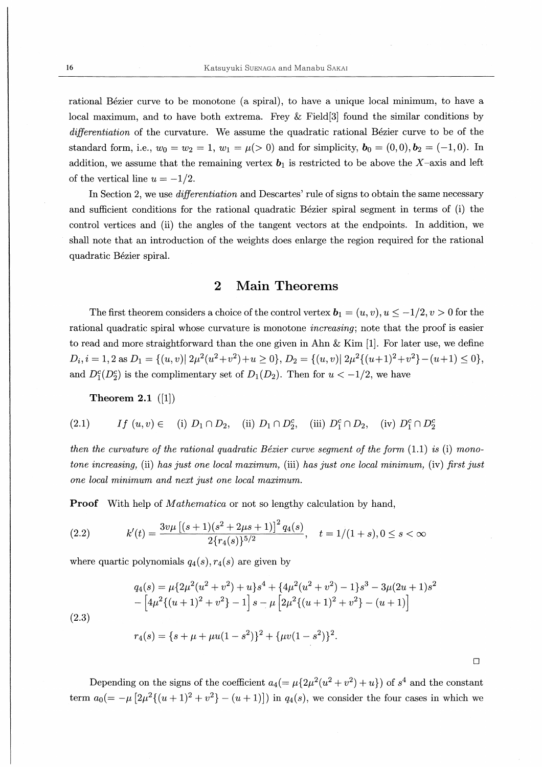rational Bézier curve to be monotone (a spiral), to have a unique local minimum, to have a local maximum, and to have both extrema. Frey & Field[3] found the similar conditions by *differentiation* of the curvature. We assume the quadratic rational Bézier curve to be of the standard form, i.e., $w_0 = w_2 = 1$, $w_1 = \mu(> 0)$ and for simplicity, $\boldsymbol{b}_0 = (0,0), \boldsymbol{b}_2 = (-1,0)$. In addition, we assume that the remaining vertex $\boldsymbol{b}_1$ is restricted to be above the $X$-axis and left of the vertical line $u = -1/2$.

In Section 2, we use *differentiation* and Descartes' rule of signs to obtain the same necessary and sufficient conditions for the rational quadratic Bézier spiral segment in terms of (i) the control vertices and (ii) the angles of the tangent vectors at the endpoints. In addition, we shall note that an introduction of the weights does enlarge the region required for the rational quadratic Bézier spiral.

## 2 Main Theorems

The first theorem considers a choice of the control vertex $\boldsymbol{b}_1 = (u, v), u \leq -1/2, v > 0$ for the rational quadratic spiral whose curvature is monotone *increasing*; note that the proof is easier to read and more straightforward than the one given in Ahn & Kim [1]. For later use, we define $D_i, i = 1, 2$ as $D_1 = \{(u,v) | \; 2\mu^2(u^2+v^2)+u \geq 0\}$, $D_2 = \{(u,v) | \; 2\mu^2\{(u+1)^2+v^2\}-(u+1) \leq 0\}$, and $D_1^c(D_2^c)$ is the complimentary set of $D_1(D_2)$. Then for $u < -1/2$, we have

**Theorem 2.1** ([1])

$$
(2.1) \qquad \textit{If } (u,v) \in \quad \text{(i) } D_1 \cap D_2, \quad \text{(ii) } D_1 \cap D_2^c, \quad \text{(iii) } D_1^c \cap D_2, \quad \text{(iv) } D_1^c \cap D_2^c
$$

*then the curvature of the rational quadratic Bézier curve segment of the form* (1.1) *is* (i) *monotone increasing,* (ii) *has just one local maximum,* (iii) *has just one local minimum,* (iv) *first just one local minimum and next just one local maximum.*

**Proof** With help of *Mathematica* or not so lengthy calculation by hand,

$$
(2.2) \qquad k'(t) = \frac{3v\mu\left[(s+1)(s^2+2\mu s+1)\right]^2 q_4(s)}{2\{r_4(s)\}^{5/2}}, \quad t = 1/(1+s), 0 \leq s < \infty
$$

where quartic polynomials $q_4(s), r_4(s)$ are given by

$$
(2.3) \qquad
\begin{aligned}
q_4(s) &= \mu\{2\mu^2(u^2+v^2)+u\}s^4 + \{4\mu^2(u^2+v^2)-1\}s^3 - 3\mu(2u+1)s^2 \\
&\quad - \left[4\mu^2\{(u+1)^2+v^2\}-1\right]s - \mu\left[2\mu^2\{(u+1)^2+v^2\}-(u+1)\right] \\
r_4(s) &= \{s+\mu+\mu u(1-s^2)\}^2 + \{\mu v(1-s^2)\}^2.
\end{aligned}
$$

□

Depending on the signs of the coefficient $a_4(= \mu\{2\mu^2(u^2+v^2)+u\})$ of $s^4$ and the constant term $a_0(= -\mu\left[2\mu^2\{(u+1)^2+v^2\}-(u+1)\right])$ in $q_4(s)$, we consider the four cases in which we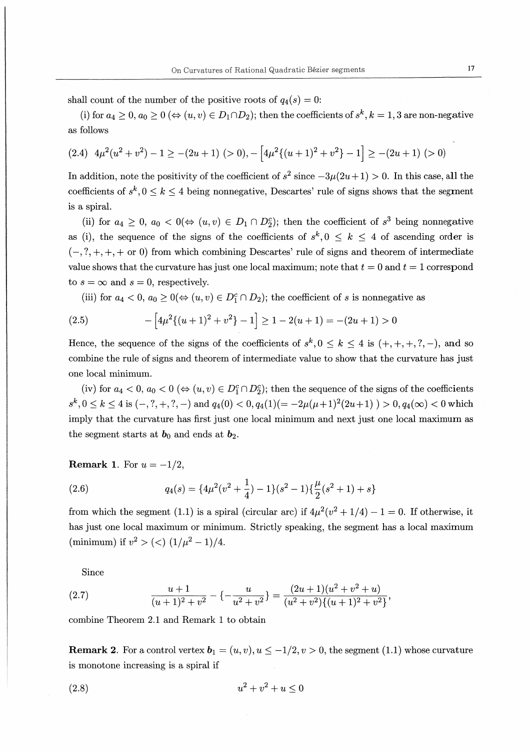shall count of the number of the positive roots of $q_4(s) = 0$:

(i) for $a_4 \geq 0$, $a_0 \geq 0$ ($\Leftrightarrow (u, v) \in D_1 \cap D_2$); then the coefficients of $s^k$, $k = 1, 3$ are non-negative as follows

$$
(2.4)\quad 4\mu^2(u^2 + v^2) - 1 \geq -(2u + 1)\ (> 0), -\left[4\mu^2\{(u + 1)^2 + v^2\} - 1\right] \geq -(2u + 1)\ (> 0)
$$

In addition, note the positivity of the coefficient of $s^2$ since $-3\mu(2u+1) > 0$. In this case, all the coefficients of $s^k, 0 \leq k \leq 4$ being nonnegative, Descartes' rule of signs shows that the segment is a spiral.

(ii) for $a_4 \geq 0$, $a_0 < 0$($\Leftrightarrow (u, v) \in D_1 \cap D_2^c$); then the coefficient of $s^3$ being nonnegative as (i), the sequence of the signs of the coefficients of $s^k, 0 \leq k \leq 4$ of ascending order is $(-, ?, +, +, + \text{ or } 0)$ from which combining Descartes' rule of signs and theorem of intermediate value shows that the curvature has just one local maximum; note that $t = 0$ and $t = 1$ correspond to $s = \infty$ and $s = 0$, respectively.

(iii) for $a_4 < 0$, $a_0 \geq 0$($\Leftrightarrow (u, v) \in D_1^c \cap D_2$); the coefficient of $s$ is nonnegative as

$$
(2.5)\qquad -\left[4\mu^2\{(u + 1)^2 + v^2\} - 1\right] \geq 1 - 2(u + 1) = -(2u + 1) > 0
$$

Hence, the sequence of the signs of the coefficients of $s^k, 0 \leq k \leq 4$ is $(+, +, +, ?, -)$, and so combine the rule of signs and theorem of intermediate value to show that the curvature has just one local minimum.

(iv) for $a_4 < 0$, $a_0 < 0$ ($\Leftrightarrow (u, v) \in D_1^c \cap D_2^c$); then the sequence of the signs of the coefficients $s^k, 0 \leq k \leq 4$ is $(-, ?, +, ?, -)$ and $q_4(0) < 0, q_4(1)(= -2\mu(\mu+1)^2(2u+1)\ ) > 0, q_4(\infty) < 0$ which imply that the curvature has first just one local minimum and next just one local maximum as the segment starts at $\boldsymbol{b}_0$ and ends at $\boldsymbol{b}_2$.

**Remark 1.** For $u = -1/2$,

$$
(2.6)\qquad q_4(s) = \{4\mu^2(v^2 + \frac{1}{4}) - 1\}(s^2 - 1)\{\frac{\mu}{2}(s^2 + 1) + s\}
$$

from which the segment (1.1) is a spiral (circular arc) if $4\mu^2(v^2 + 1/4) - 1 = 0$. If otherwise, it has just one local maximum or minimum. Strictly speaking, the segment has a local maximum (minimum) if $v^2 > (<)\ (1/\mu^2 - 1)/4$.

Since

$$
(2.7)\qquad \frac{u + 1}{(u + 1)^2 + v^2} - \{-\frac{u}{u^2 + v^2}\} = \frac{(2u + 1)(u^2 + v^2 + u)}{(u^2 + v^2)\{(u + 1)^2 + v^2\}},
$$

combine Theorem 2.1 and Remark 1 to obtain

**Remark 2.** For a control vertex $\boldsymbol{b}_1 = (u, v), u \leq -1/2, v > 0$, the segment (1.1) whose curvature is monotone increasing is a spiral if

$$
(2.8)\qquad u^2 + v^2 + u \leq 0
$$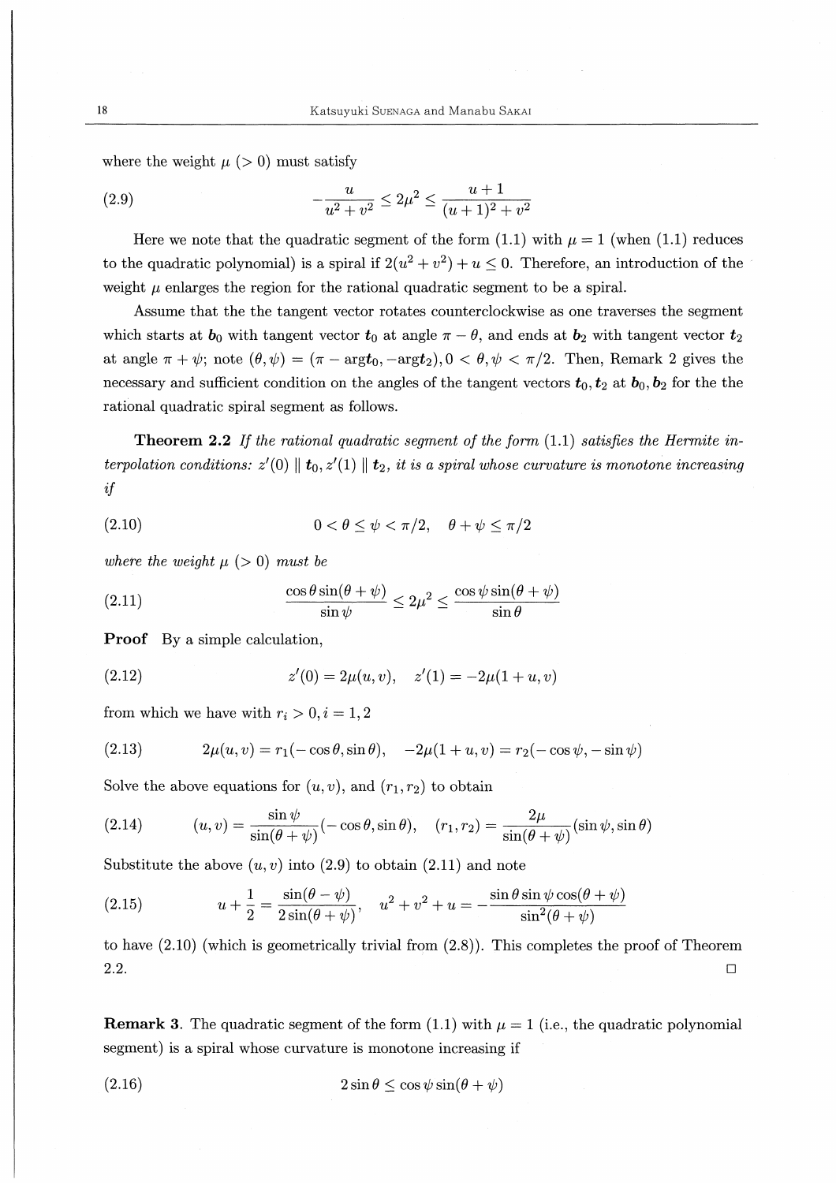where the weight $\mu$ ($> 0$) must satisfy

$$-\frac{u}{u^2+v^2} \leq 2\mu^2 \leq \frac{u+1}{(u+1)^2+v^2} \tag{2.9}$$

Here we note that the quadratic segment of the form (1.1) with $\mu = 1$ (when (1.1) reduces to the quadratic polynomial) is a spiral if $2(u^2+v^2)+u \leq 0$. Therefore, an introduction of the weight $\mu$ enlarges the region for the rational quadratic segment to be a spiral.

Assume that the the tangent vector rotates counterclockwise as one traverses the segment which starts at $\boldsymbol{b}_0$ with tangent vector $\boldsymbol{t}_0$ at angle $\pi - \theta$, and ends at $\boldsymbol{b}_2$ with tangent vector $\boldsymbol{t}_2$ at angle $\pi + \psi$; note $(\theta, \psi) = (\pi - \arg\boldsymbol{t}_0, -\arg\boldsymbol{t}_2), 0 < \theta, \psi < \pi/2$. Then, Remark 2 gives the necessary and sufficient condition on the angles of the tangent vectors $\boldsymbol{t}_0, \boldsymbol{t}_2$ at $\boldsymbol{b}_0, \boldsymbol{b}_2$ for the the rational quadratic spiral segment as follows.

**Theorem 2.2** *If the rational quadratic segment of the form (1.1) satisfies the Hermite interpolation conditions: $z'(0) \parallel \boldsymbol{t}_0, z'(1) \parallel \boldsymbol{t}_2$, it is a spiral whose curvature is monotone increasing if*

$$0 < \theta \leq \psi < \pi/2, \quad \theta + \psi \leq \pi/2 \tag{2.10}$$

*where the weight $\mu$ ($> 0$) must be*

$$\frac{\cos\theta \sin(\theta+\psi)}{\sin\psi} \leq 2\mu^2 \leq \frac{\cos\psi \sin(\theta+\psi)}{\sin\theta} \tag{2.11}$$

**Proof** By a simple calculation,

$$z'(0) = 2\mu(u, v), \quad z'(1) = -2\mu(1+u, v) \tag{2.12}$$

from which we have with $r_i > 0, i = 1, 2$

$$2\mu(u, v) = r_1(-\cos\theta, \sin\theta), \quad -2\mu(1+u, v) = r_2(-\cos\psi, -\sin\psi) \tag{2.13}$$

Solve the above equations for $(u, v)$, and $(r_1, r_2)$ to obtain

$$(u, v) = \frac{\sin\psi}{\sin(\theta+\psi)}(-\cos\theta, \sin\theta), \quad (r_1, r_2) = \frac{2\mu}{\sin(\theta+\psi)}(\sin\psi, \sin\theta) \tag{2.14}$$

Substitute the above $(u, v)$ into (2.9) to obtain (2.11) and note

$$u + \frac{1}{2} = \frac{\sin(\theta-\psi)}{2\sin(\theta+\psi)}, \quad u^2+v^2+u = -\frac{\sin\theta\sin\psi\cos(\theta+\psi)}{\sin^2(\theta+\psi)} \tag{2.15}$$

to have (2.10) (which is geometrically trivial from (2.8)). This completes the proof of Theorem 2.2. □

**Remark 3**. The quadratic segment of the form (1.1) with $\mu = 1$ (i.e., the quadratic polynomial segment) is a spiral whose curvature is monotone increasing if

$$2\sin\theta \leq \cos\psi \sin(\theta+\psi) \tag{2.16}$$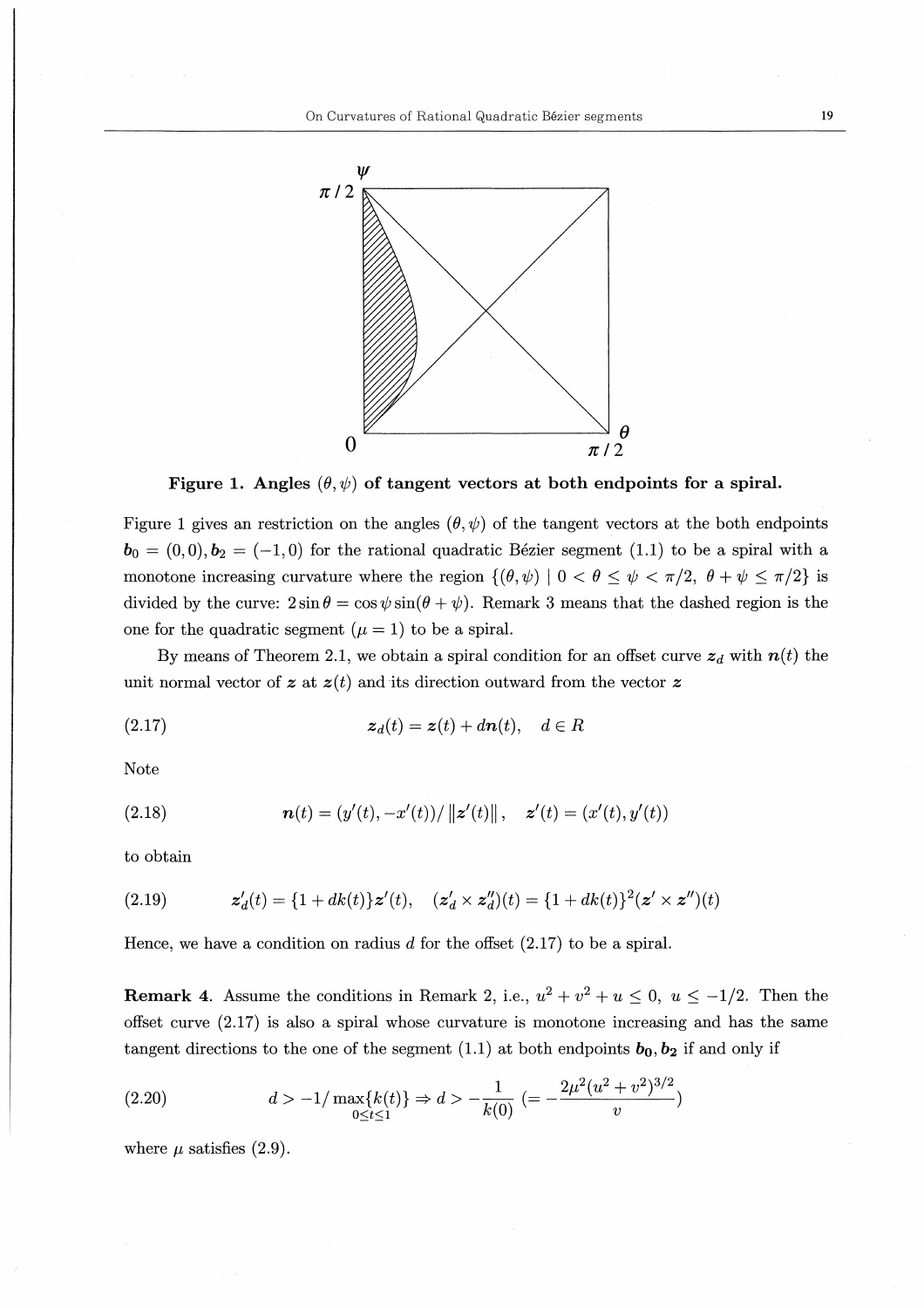**Figure 1. Angles $(\theta, \psi)$ of tangent vectors at both endpoints for a spiral.**

Figure 1 gives an restriction on the angles $(\theta, \psi)$ of the tangent vectors at the both endpoints $\boldsymbol{b}_0 = (0,0), \boldsymbol{b}_2 = (-1,0)$ for the rational quadratic Bézier segment (1.1) to be a spiral with a monotone increasing curvature where the region $\{(\theta, \psi) \mid 0 < \theta \leq \psi < \pi/2,\ \theta + \psi \leq \pi/2\}$ is divided by the curve: $2\sin\theta = \cos\psi \sin(\theta + \psi)$. Remark 3 means that the dashed region is the one for the quadratic segment ($\mu = 1$) to be a spiral.

By means of Theorem 2.1, we obtain a spiral condition for an offset curve $\boldsymbol{z}_d$ with $\boldsymbol{n}(t)$ the unit normal vector of $\boldsymbol{z}$ at $\boldsymbol{z}(t)$ and its direction outward from the vector $\boldsymbol{z}$

$$\boldsymbol{z}_d(t) = \boldsymbol{z}(t) + d\boldsymbol{n}(t), \quad d \in R \tag{2.17}$$

Note

$$\boldsymbol{n}(t) = (y'(t), -x'(t))/\left\|\boldsymbol{z}'(t)\right\|, \quad \boldsymbol{z}'(t) = (x'(t), y'(t)) \tag{2.18}$$

to obtain

$$\boldsymbol{z}_d'(t) = \{1 + dk(t)\}\boldsymbol{z}'(t), \quad (\boldsymbol{z}_d' \times \boldsymbol{z}_d'')(t) = \{1 + dk(t)\}^2(\boldsymbol{z}' \times \boldsymbol{z}'')(t) \tag{2.19}$$

Hence, we have a condition on radius $d$ for the offset (2.17) to be a spiral.

**Remark 4.** Assume the conditions in Remark 2, i.e., $u^2 + v^2 + u \leq 0,\ u \leq -1/2$. Then the offset curve (2.17) is also a spiral whose curvature is monotone increasing and has the same tangent directions to the one of the segment (1.1) at both endpoints $\boldsymbol{b_0}, \boldsymbol{b_2}$ if and only if

$$d > -1/\max_{0 \leq t \leq 1}\{k(t)\} \Rightarrow d > -\frac{1}{k(0)} \ \left(= -\frac{2\mu^2(u^2 + v^2)^{3/2}}{v}\right) \tag{2.20}$$

where $\mu$ satisfies (2.9).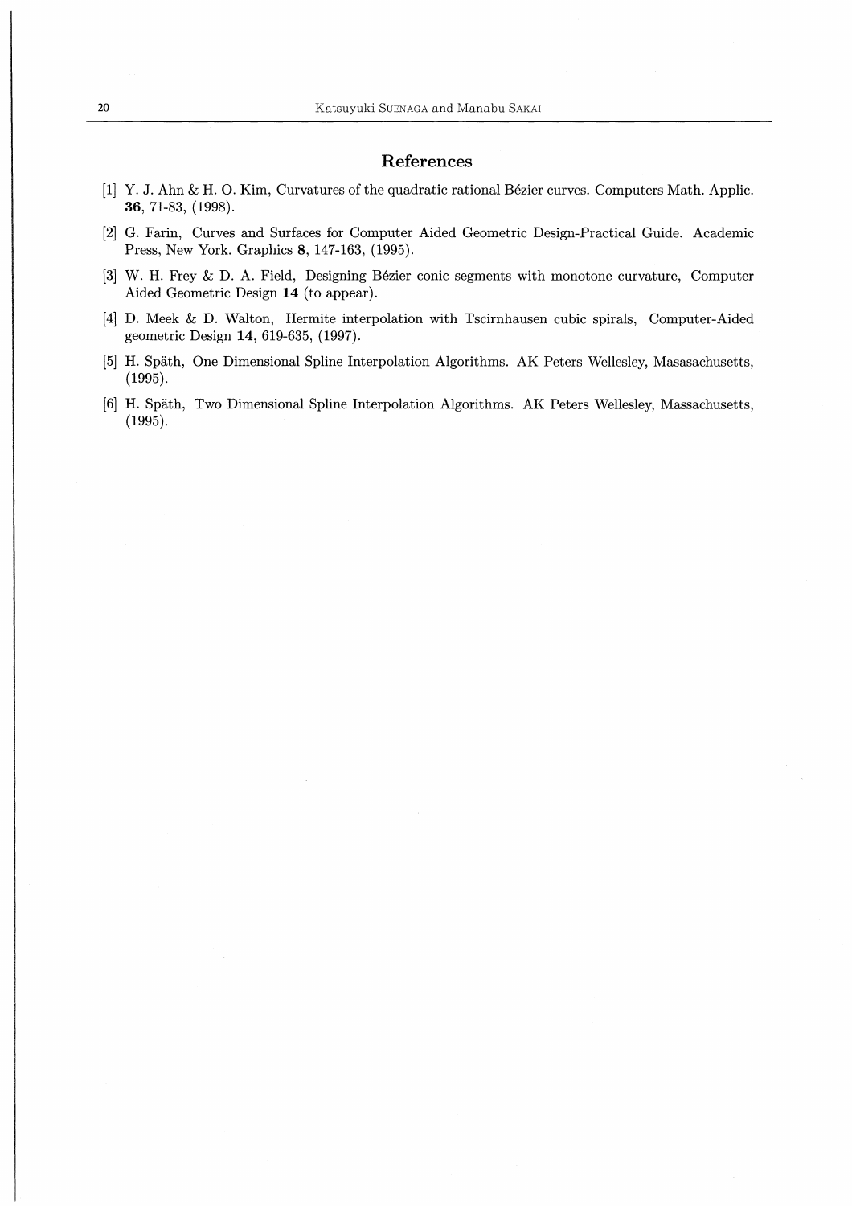## References

[1] Y. J. Ahn & H. O. Kim, Curvatures of the quadratic rational Bézier curves. Computers Math. Applic. **36**, 71-83, (1998).

[2] G. Farin, Curves and Surfaces for Computer Aided Geometric Design-Practical Guide. Academic Press, New York. Graphics **8**, 147-163, (1995).

[3] W. H. Frey & D. A. Field, Designing Bézier conic segments with monotone curvature, Computer Aided Geometric Design **14** (to appear).

[4] D. Meek & D. Walton, Hermite interpolation with Tscirnhausen cubic spirals, Computer-Aided geometric Design **14**, 619-635, (1997).

[5] H. Späth, One Dimensional Spline Interpolation Algorithms. AK Peters Wellesley, Masasachusetts, (1995).

[6] H. Späth, Two Dimensional Spline Interpolation Algorithms. AK Peters Wellesley, Massachusetts, (1995).